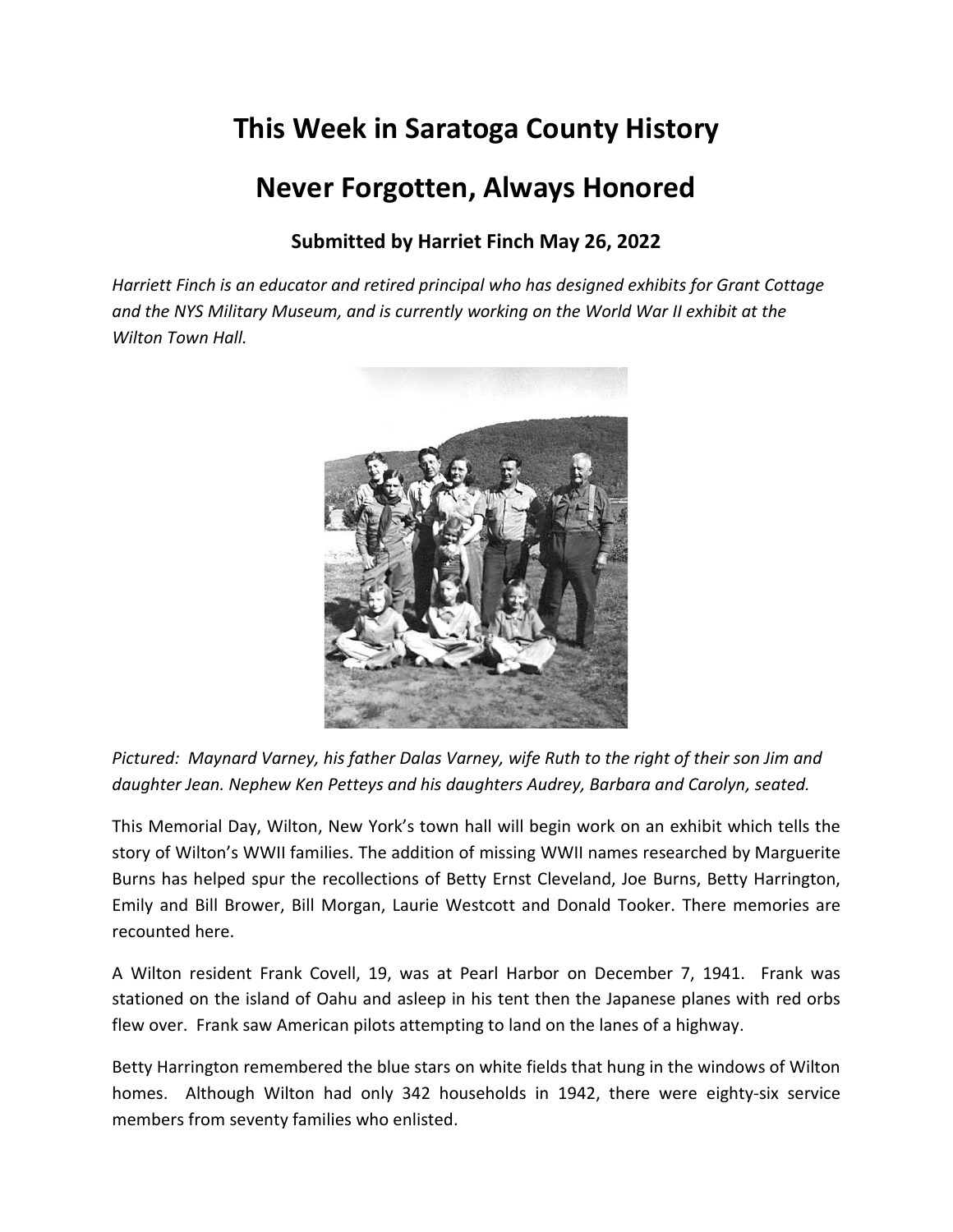# This Week in Saratoga County History

# Never Forgotten, Always Honored

### Submitted by Harriet Finch May 26, 2022

*Harriett Finch is an educator and retired principal who has designed exhibits for Grant Cottage and the NYS Military Museum, and is currently working on the World War II exhibit at the Wilton Town Hall.*

*Pictured: Maynard Varney, his father Dalas Varney, wife Ruth to the right of their son Jim and daughter Jean. Nephew Ken Petteys and his daughters Audrey, Barbara and Carolyn, seated.*

This Memorial Day, Wilton, New York's town hall will begin work on an exhibit which tells the story of Wilton's WWII families. The addition of missing WWII names researched by Marguerite Burns has helped spur the recollections of Betty Ernst Cleveland, Joe Burns, Betty Harrington, Emily and Bill Brower, Bill Morgan, Laurie Westcott and Donald Tooker. There memories are recounted here.

A Wilton resident Frank Covell, 19, was at Pearl Harbor on December 7, 1941. Frank was stationed on the island of Oahu and asleep in his tent then the Japanese planes with red orbs flew over. Frank saw American pilots attempting to land on the lanes of a highway.

Betty Harrington remembered the blue stars on white fields that hung in the windows of Wilton homes. Although Wilton had only 342 households in 1942, there were eighty-six service members from seventy families who enlisted.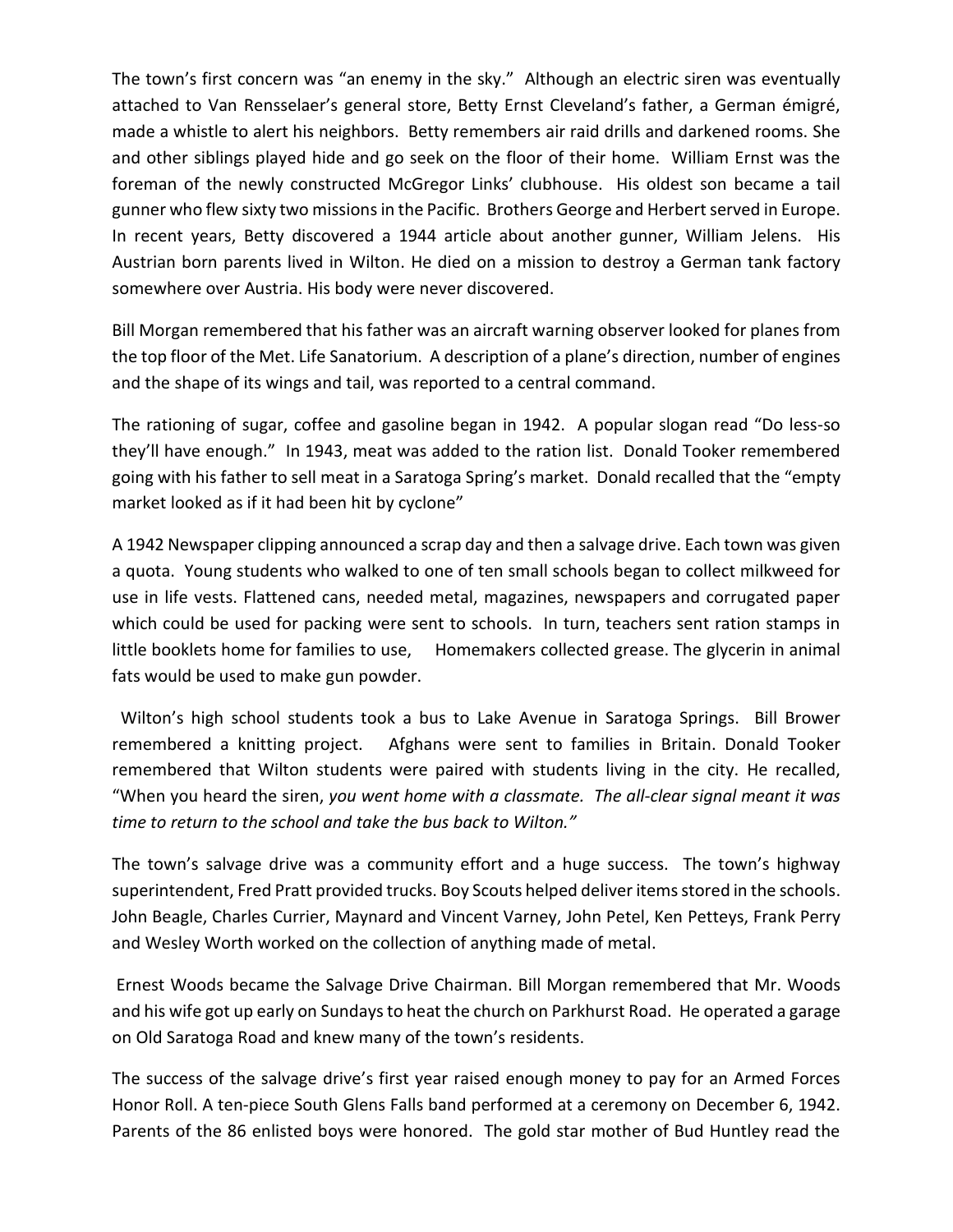The town's first concern was "an enemy in the sky." Although an electric siren was eventually attached to Van Rensselaer's general store, Betty Ernst Cleveland's father, a German émigré, made a whistle to alert his neighbors. Betty remembers air raid drills and darkened rooms. She and other siblings played hide and go seek on the floor of their home. William Ernst was the foreman of the newly constructed McGregor Links' clubhouse. His oldest son became a tail gunner who flew sixty two missions in the Pacific. Brothers George and Herbert served in Europe. In recent years, Betty discovered a 1944 article about another gunner, William Jelens. His Austrian born parents lived in Wilton. He died on a mission to destroy a German tank factory somewhere over Austria. His body were never discovered.

Bill Morgan remembered that his father was an aircraft warning observer looked for planes from the top floor of the Met. Life Sanatorium. A description of a plane's direction, number of engines and the shape of its wings and tail, was reported to a central command.

The rationing of sugar, coffee and gasoline began in 1942. A popular slogan read "Do less-so they'll have enough." In 1943, meat was added to the ration list. Donald Tooker remembered going with his father to sell meat in a Saratoga Spring's market. Donald recalled that the "empty market looked as if it had been hit by cyclone"

A 1942 Newspaper clipping announced a scrap day and then a salvage drive. Each town was given a quota. Young students who walked to one of ten small schools began to collect milkweed for use in life vests. Flattened cans, needed metal, magazines, newspapers and corrugated paper which could be used for packing were sent to schools. In turn, teachers sent ration stamps in little booklets home for families to use, Homemakers collected grease. The glycerin in animal fats would be used to make gun powder.

Wilton's high school students took a bus to Lake Avenue in Saratoga Springs. Bill Brower remembered a knitting project. Afghans were sent to families in Britain. Donald Tooker remembered that Wilton students were paired with students living in the city. He recalled, "When you heard the siren, *you went home with a classmate. The all-clear signal meant it was time to return to the school and take the bus back to Wilton."*

The town's salvage drive was a community effort and a huge success. The town's highway superintendent, Fred Pratt provided trucks. Boy Scouts helped deliver items stored in the schools. John Beagle, Charles Currier, Maynard and Vincent Varney, John Petel, Ken Petteys, Frank Perry and Wesley Worth worked on the collection of anything made of metal.

Ernest Woods became the Salvage Drive Chairman. Bill Morgan remembered that Mr. Woods and his wife got up early on Sundays to heat the church on Parkhurst Road. He operated a garage on Old Saratoga Road and knew many of the town's residents.

The success of the salvage drive's first year raised enough money to pay for an Armed Forces Honor Roll. A ten-piece South Glens Falls band performed at a ceremony on December 6, 1942. Parents of the 86 enlisted boys were honored. The gold star mother of Bud Huntley read the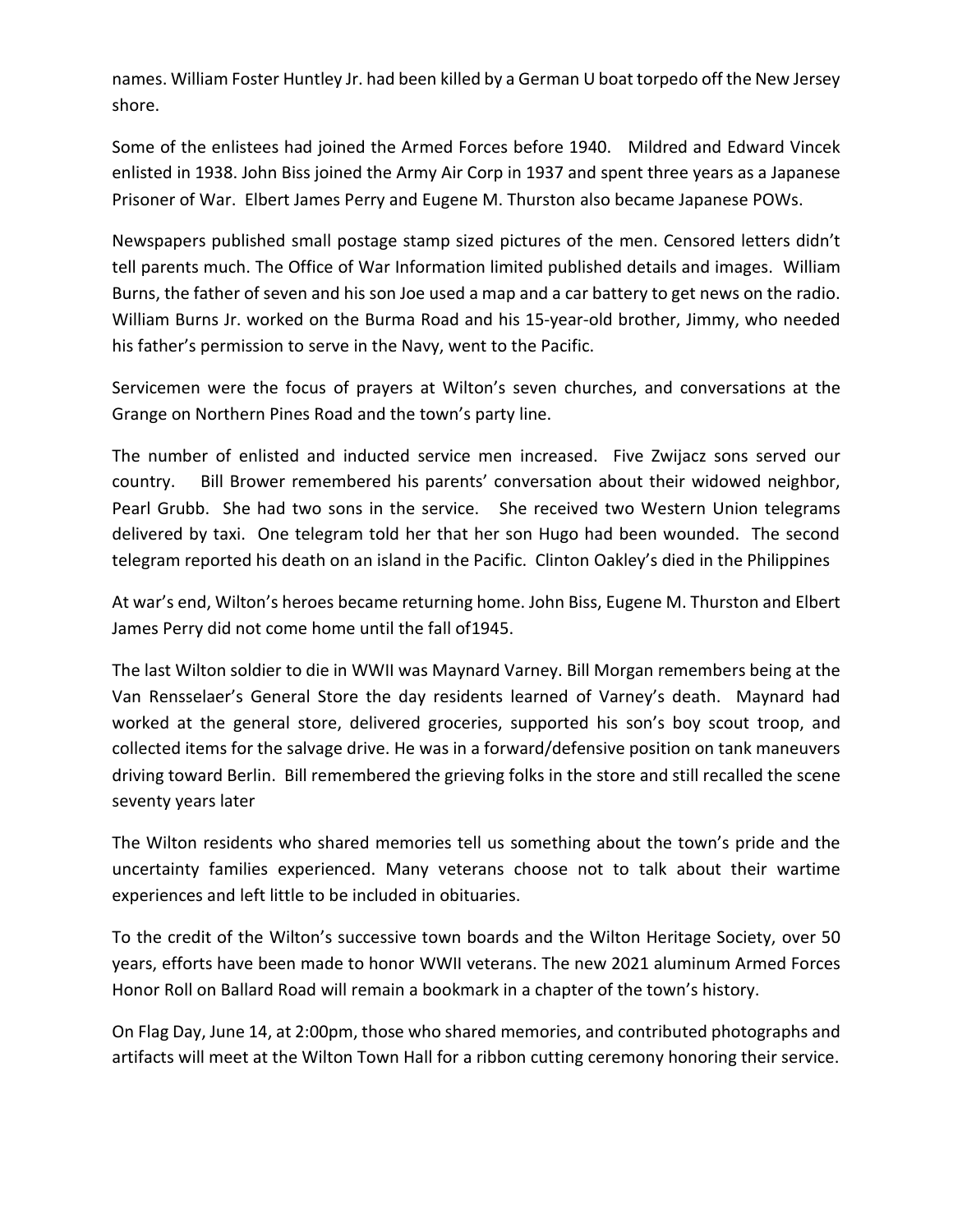names. William Foster Huntley Jr. had been killed by a German U boat torpedo off the New Jersey shore.

Some of the enlistees had joined the Armed Forces before 1940. Mildred and Edward Vincek enlisted in 1938. John Biss joined the Army Air Corp in 1937 and spent three years as a Japanese Prisoner of War. Elbert James Perry and Eugene M. Thurston also became Japanese POWs.

Newspapers published small postage stamp sized pictures of the men. Censored letters didn't tell parents much. The Office of War Information limited published details and images. William Burns, the father of seven and his son Joe used a map and a car battery to get news on the radio. William Burns Jr. worked on the Burma Road and his 15-year-old brother, Jimmy, who needed his father's permission to serve in the Navy, went to the Pacific.

Servicemen were the focus of prayers at Wilton's seven churches, and conversations at the Grange on Northern Pines Road and the town's party line.

The number of enlisted and inducted service men increased. Five Zwijacz sons served our country. Bill Brower remembered his parents' conversation about their widowed neighbor, Pearl Grubb. She had two sons in the service. She received two Western Union telegrams delivered by taxi. One telegram told her that her son Hugo had been wounded. The second telegram reported his death on an island in the Pacific. Clinton Oakley's died in the Philippines

At war's end, Wilton's heroes became returning home. John Biss, Eugene M. Thurston and Elbert James Perry did not come home until the fall of1945.

The last Wilton soldier to die in WWII was Maynard Varney. Bill Morgan remembers being at the Van Rensselaer's General Store the day residents learned of Varney's death. Maynard had worked at the general store, delivered groceries, supported his son's boy scout troop, and collected items for the salvage drive. He was in a forward/defensive position on tank maneuvers driving toward Berlin. Bill remembered the grieving folks in the store and still recalled the scene seventy years later

The Wilton residents who shared memories tell us something about the town's pride and the uncertainty families experienced. Many veterans choose not to talk about their wartime experiences and left little to be included in obituaries.

To the credit of the Wilton's successive town boards and the Wilton Heritage Society, over 50 years, efforts have been made to honor WWII veterans. The new 2021 aluminum Armed Forces Honor Roll on Ballard Road will remain a bookmark in a chapter of the town's history.

On Flag Day, June 14, at 2:00pm, those who shared memories, and contributed photographs and artifacts will meet at the Wilton Town Hall for a ribbon cutting ceremony honoring their service.